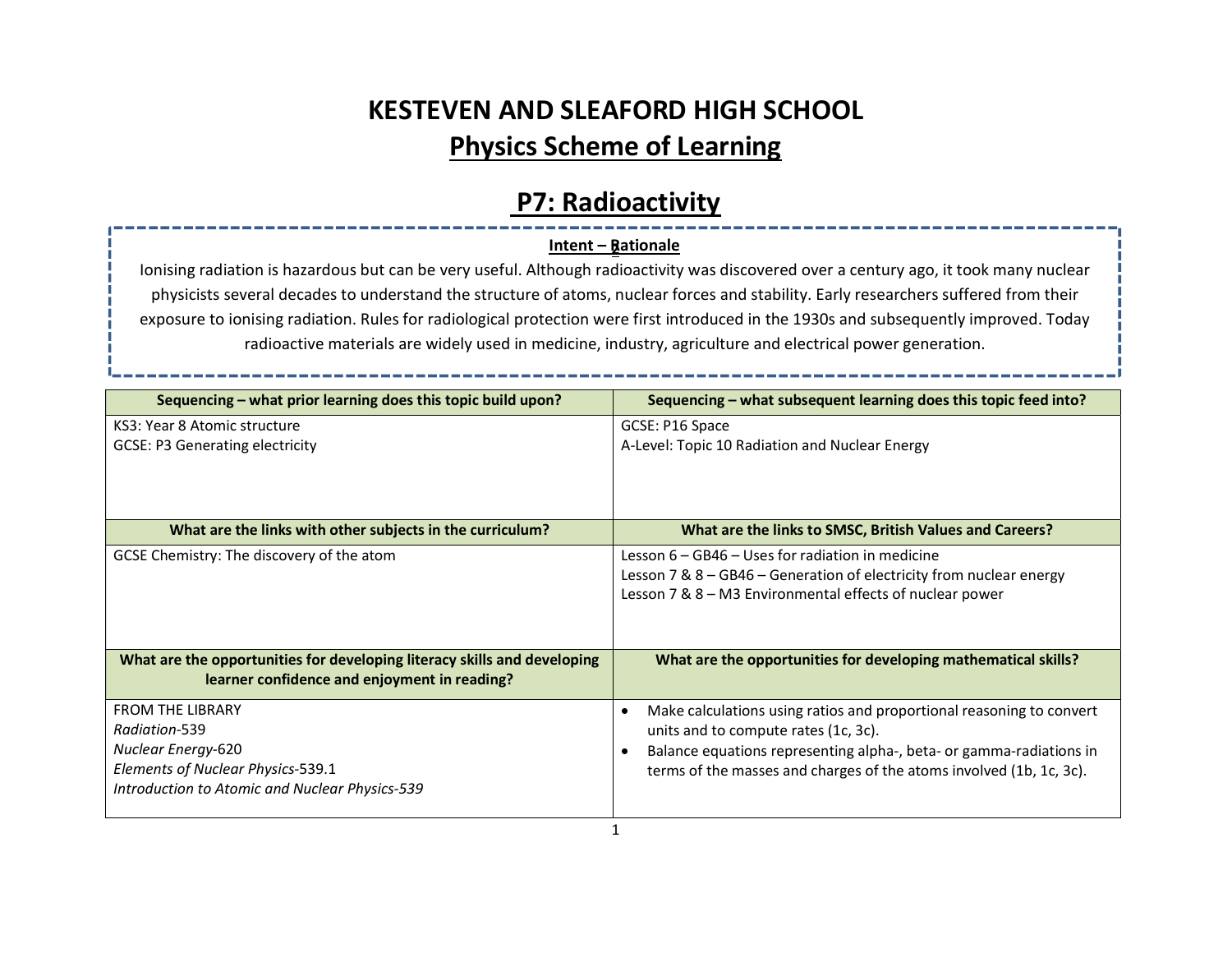# KESTEVEN AND SLEAFORD HIGH SCHOOL

## Physics Scheme of Learning

## P7: Radioactivity

**Intent – Rationale**

Ionising radiation is hazardous but can be very useful. Although radioactivity was discovered over a century ago, it took many nuclear physicists several decades to understand the structure of atoms, nuclear forces and stability. Early researchers suffered from their exposure to ionising radiation. Rules for radiological protection were first introduced in the 1930s and subsequently improved. Today radioactive materials are widely used in medicine, industry, agriculture and electrical power generation.

| Sequencing – what prior learning does this topic build upon? | Sequencing – what subsequent learning does this topic feed into? |
|---|---|
| KS3: Year 8 Atomic structure<br>GCSE: P3 Generating electricity | GCSE: P16 Space<br>A-Level: Topic 10 Radiation and Nuclear Energy |
| **What are the links with other subjects in the curriculum?** | **What are the links to SMSC, British Values and Careers?** |
| GCSE Chemistry: The discovery of the atom | Lesson 6 – GB46 – Uses for radiation in medicine<br>Lesson 7 & 8 – GB46 – Generation of electricity from nuclear energy<br>Lesson 7 & 8 – M3 Environmental effects of nuclear power |
| **What are the opportunities for developing literacy skills and developing learner confidence and enjoyment in reading?** | **What are the opportunities for developing mathematical skills?** |
| FROM THE LIBRARY<br>*Radiation*-539<br>*Nuclear Energy*-620<br>*Elements of Nuclear Physics*-539.1<br>*Introduction to Atomic and Nuclear Physics-539* | • Make calculations using ratios and proportional reasoning to convert units and to compute rates (1c, 3c).<br>• Balance equations representing alpha-, beta- or gamma-radiations in terms of the masses and charges of the atoms involved (1b, 1c, 3c). |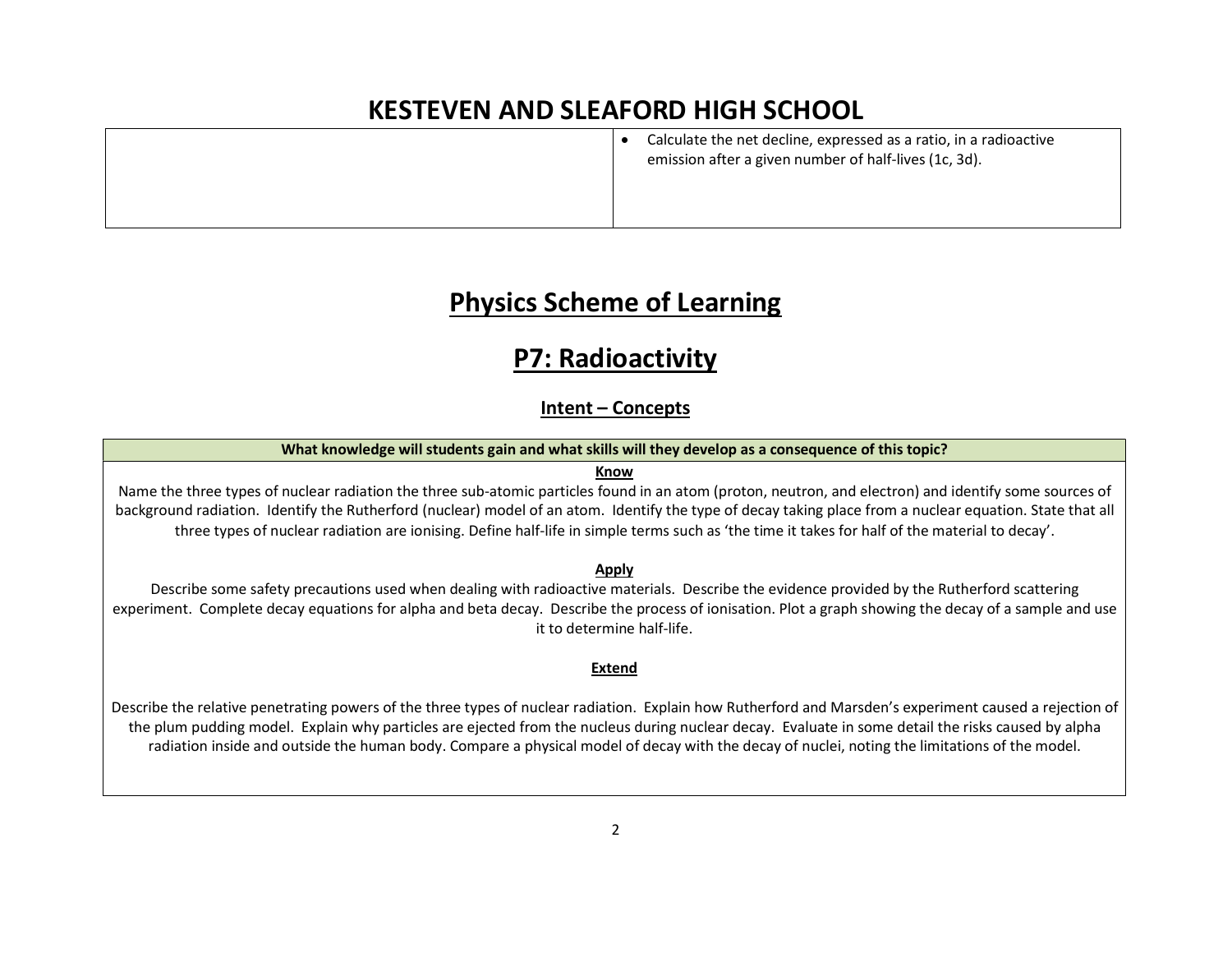| | |
|---|---|
| | • Calculate the net decline, expressed as a ratio, in a radioactive emission after a given number of half-lives (1c, 3d). |

# Physics Scheme of Learning

## P7: Radioactivity

### Intent – Concepts

| What knowledge will students gain and what skills will they develop as a consequence of this topic? |
|---|
| **Know**<br>Name the three types of nuclear radiation the three sub-atomic particles found in an atom (proton, neutron, and electron) and identify some sources of background radiation. Identify the Rutherford (nuclear) model of an atom. Identify the type of decay taking place from a nuclear equation. State that all three types of nuclear radiation are ionising. Define half-life in simple terms such as 'the time it takes for half of the material to decay'.<br><br>**Apply**<br>Describe some safety precautions used when dealing with radioactive materials. Describe the evidence provided by the Rutherford scattering experiment. Complete decay equations for alpha and beta decay. Describe the process of ionisation. Plot a graph showing the decay of a sample and use it to determine half-life.<br><br>**Extend**<br>Describe the relative penetrating powers of the three types of nuclear radiation. Explain how Rutherford and Marsden's experiment caused a rejection of the plum pudding model. Explain why particles are ejected from the nucleus during nuclear decay. Evaluate in some detail the risks caused by alpha radiation inside and outside the human body. Compare a physical model of decay with the decay of nuclei, noting the limitations of the model. |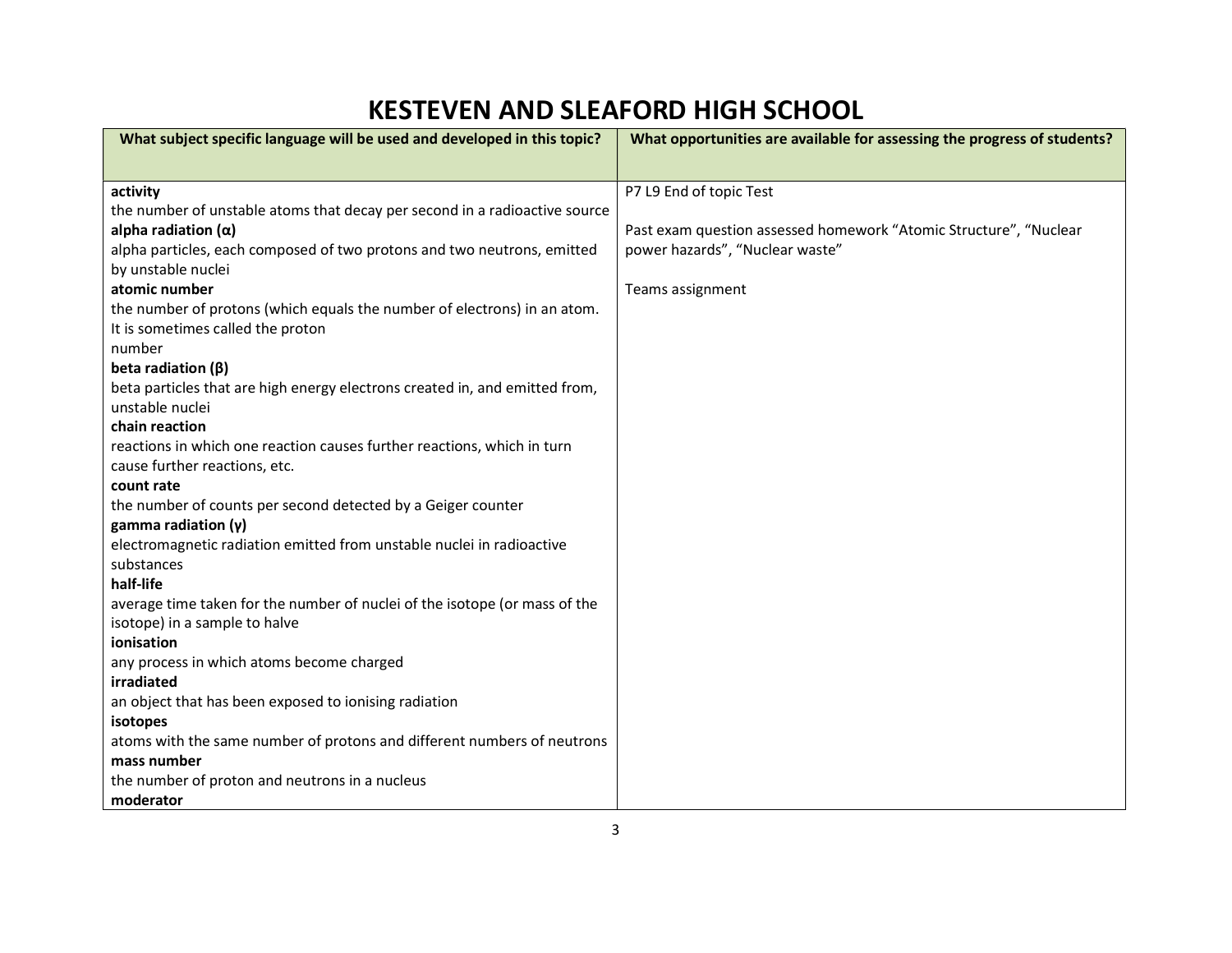# KESTEVEN AND SLEAFORD HIGH SCHOOL

| What subject specific language will be used and developed in this topic? | What opportunities are available for assessing the progress of students? |
|---|---|
| **activity**<br>the number of unstable atoms that decay per second in a radioactive source<br>**alpha radiation (α)**<br>alpha particles, each composed of two protons and two neutrons, emitted by unstable nuclei<br>**atomic number**<br>the number of protons (which equals the number of electrons) in an atom. It is sometimes called the proton number<br>**beta radiation (β)**<br>beta particles that are high energy electrons created in, and emitted from, unstable nuclei<br>**chain reaction**<br>reactions in which one reaction causes further reactions, which in turn cause further reactions, etc.<br>**count rate**<br>the number of counts per second detected by a Geiger counter<br>**gamma radiation (γ)**<br>electromagnetic radiation emitted from unstable nuclei in radioactive substances<br>**half-life**<br>average time taken for the number of nuclei of the isotope (or mass of the isotope) in a sample to halve<br>**ionisation**<br>any process in which atoms become charged<br>**irradiated**<br>an object that has been exposed to ionising radiation<br>**isotopes**<br>atoms with the same number of protons and different numbers of neutrons<br>**mass number**<br>the number of proton and neutrons in a nucleus<br>**moderator** | P7 L9 End of topic Test<br><br>Past exam question assessed homework "Atomic Structure", "Nuclear power hazards", "Nuclear waste"<br><br>Teams assignment |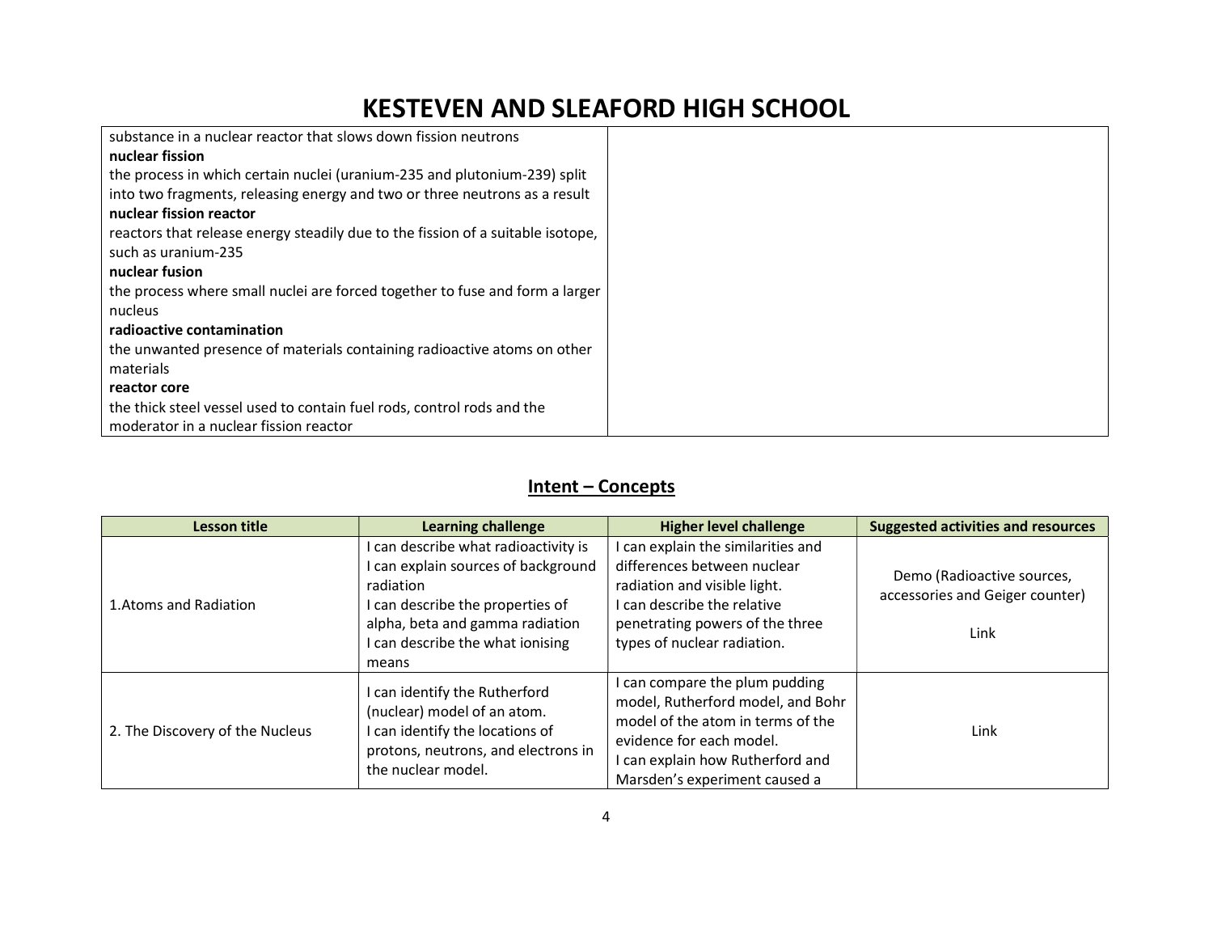| | |
|---|---|
| substance in a nuclear reactor that slows down fission neutrons<br>**nuclear fission**<br>the process in which certain nuclei (uranium-235 and plutonium-239) split into two fragments, releasing energy and two or three neutrons as a result<br>**nuclear fission reactor**<br>reactors that release energy steadily due to the fission of a suitable isotope, such as uranium-235<br>**nuclear fusion**<br>the process where small nuclei are forced together to fuse and form a larger nucleus<br>**radioactive contamination**<br>the unwanted presence of materials containing radioactive atoms on other materials<br>**reactor core**<br>the thick steel vessel used to contain fuel rods, control rods and the moderator in a nuclear fission reactor | |

## Intent – Concepts

| Lesson title | Learning challenge | Higher level challenge | Suggested activities and resources |
|---|---|---|---|
| 1.Atoms and Radiation | I can describe what radioactivity is<br>I can explain sources of background radiation<br>I can describe the properties of alpha, beta and gamma radiation<br>I can describe the what ionising means | I can explain the similarities and differences between nuclear radiation and visible light.<br>I can describe the relative penetrating powers of the three types of nuclear radiation. | Demo (Radioactive sources, accessories and Geiger counter)<br><br>Link |
| 2. The Discovery of the Nucleus | I can identify the Rutherford (nuclear) model of an atom.<br>I can identify the locations of protons, neutrons, and electrons in the nuclear model. | I can compare the plum pudding model, Rutherford model, and Bohr model of the atom in terms of the evidence for each model.<br>I can explain how Rutherford and Marsden's experiment caused a | Link |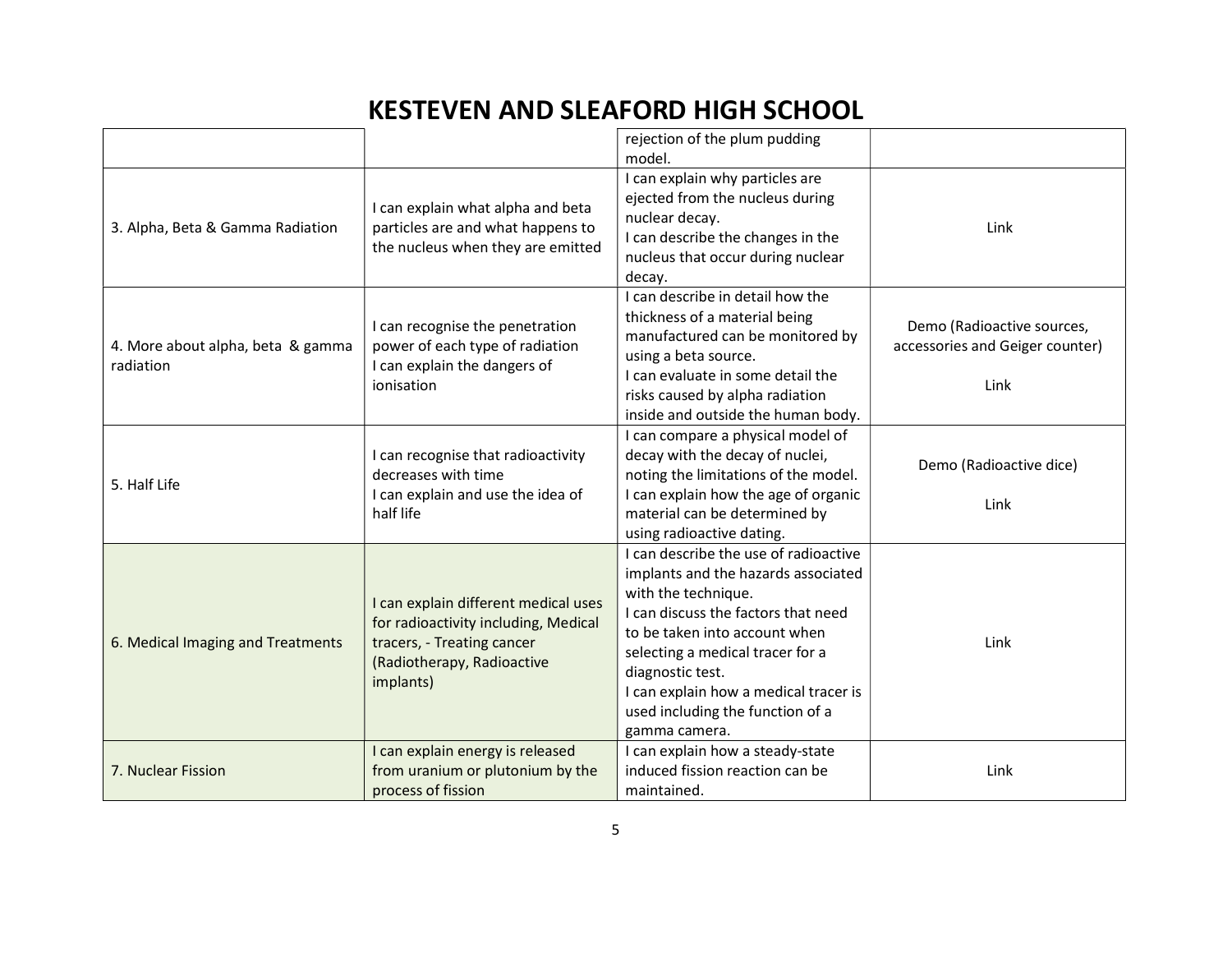# KESTEVEN AND SLEAFORD HIGH SCHOOL

| | | | |
|---|---|---|---|
| | | rejection of the plum pudding model. | |
| 3. Alpha, Beta & Gamma Radiation | I can explain what alpha and beta particles are and what happens to the nucleus when they are emitted | I can explain why particles are ejected from the nucleus during nuclear decay.<br>I can describe the changes in the nucleus that occur during nuclear decay. | Link |
| 4. More about alpha, beta & gamma radiation | I can recognise the penetration power of each type of radiation<br>I can explain the dangers of ionisation | I can describe in detail how the thickness of a material being manufactured can be monitored by using a beta source.<br>I can evaluate in some detail the risks caused by alpha radiation inside and outside the human body. | Demo (Radioactive sources, accessories and Geiger counter)<br><br>Link |
| 5. Half Life | I can recognise that radioactivity decreases with time<br>I can explain and use the idea of half life | I can compare a physical model of decay with the decay of nuclei, noting the limitations of the model.<br>I can explain how the age of organic material can be determined by using radioactive dating. | Demo (Radioactive dice)<br><br>Link |
| 6. Medical Imaging and Treatments | I can explain different medical uses for radioactivity including, Medical tracers, - Treating cancer (Radiotherapy, Radioactive implants) | I can describe the use of radioactive implants and the hazards associated with the technique.<br>I can discuss the factors that need to be taken into account when selecting a medical tracer for a diagnostic test.<br>I can explain how a medical tracer is used including the function of a gamma camera. | Link |
| 7. Nuclear Fission | I can explain energy is released from uranium or plutonium by the process of fission | I can explain how a steady-state induced fission reaction can be maintained. | Link |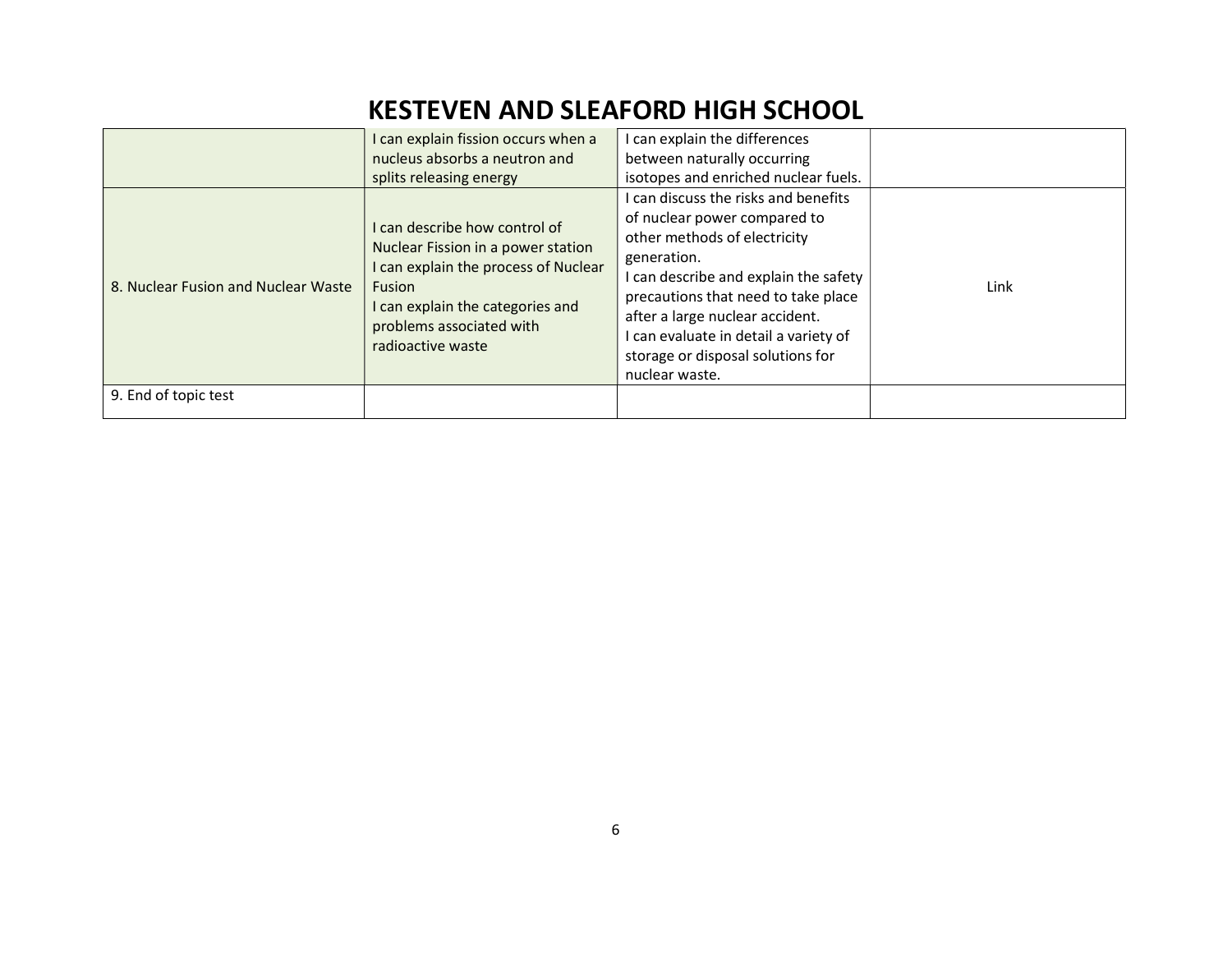# KESTEVEN AND SLEAFORD HIGH SCHOOL

| | | | |
|---|---|---|---|
| | I can explain fission occurs when a nucleus absorbs a neutron and splits releasing energy | I can explain the differences between naturally occurring isotopes and enriched nuclear fuels. | |
| 8. Nuclear Fusion and Nuclear Waste | I can describe how control of Nuclear Fission in a power station<br>I can explain the process of Nuclear Fusion<br>I can explain the categories and problems associated with radioactive waste | I can discuss the risks and benefits of nuclear power compared to other methods of electricity generation.<br>I can describe and explain the safety precautions that need to take place after a large nuclear accident.<br>I can evaluate in detail a variety of storage or disposal solutions for nuclear waste. | Link |
| 9. End of topic test | | | |